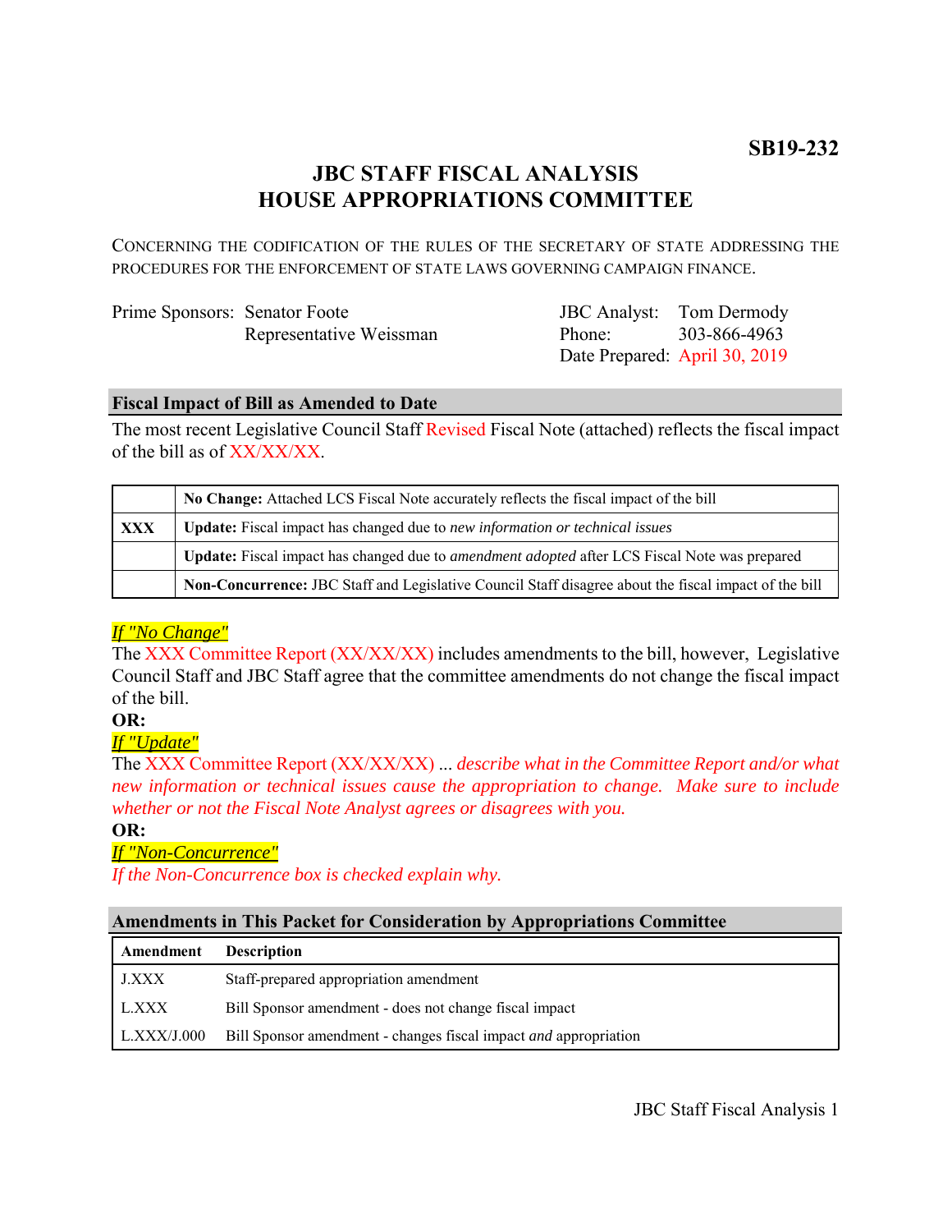**SB19-232**

# JBC STAFF FISCAL ANALYSIS
# HOUSE APPROPRIATIONS COMMITTEE

CONCERNING THE CODIFICATION OF THE RULES OF THE SECRETARY OF STATE ADDRESSING THE PROCEDURES FOR THE ENFORCEMENT OF STATE LAWS GOVERNING CAMPAIGN FINANCE.

| | | | |
|---|---|---|---|
| Prime Sponsors: | Senator Foote | JBC Analyst: | Tom Dermody |
| | Representative Weissman | Phone: | 303-866-4963 |
| | | Date Prepared: | April 30, 2019 |

## Fiscal Impact of Bill as Amended to Date

The most recent Legislative Council Staff Revised Fiscal Note (attached) reflects the fiscal impact of the bill as of XX/XX/XX.

| | |
|---|---|
| | **No Change:** Attached LCS Fiscal Note accurately reflects the fiscal impact of the bill |
| **XXX** | **Update:** Fiscal impact has changed due to *new information or technical issues* |
| | **Update:** Fiscal impact has changed due to *amendment adopted* after LCS Fiscal Note was prepared |
| | **Non-Concurrence:** JBC Staff and Legislative Council Staff disagree about the fiscal impact of the bill |

*If "No Change"*

The XXX Committee Report (XX/XX/XX) includes amendments to the bill, however, Legislative Council Staff and JBC Staff agree that the committee amendments do not change the fiscal impact of the bill.

**OR:**

*If "Update"*

The XXX Committee Report (XX/XX/XX) ... *describe what in the Committee Report and/or what new information or technical issues cause the appropriation to change. Make sure to include whether or not the Fiscal Note Analyst agrees or disagrees with you.*

**OR:**

*If "Non-Concurrence"*

*If the Non-Concurrence box is checked explain why.*

## Amendments in This Packet for Consideration by Appropriations Committee

| Amendment | Description |
|---|---|
| J.XXX | Staff-prepared appropriation amendment |
| L.XXX | Bill Sponsor amendment - does not change fiscal impact |
| L.XXX/J.000 | Bill Sponsor amendment - changes fiscal impact *and* appropriation |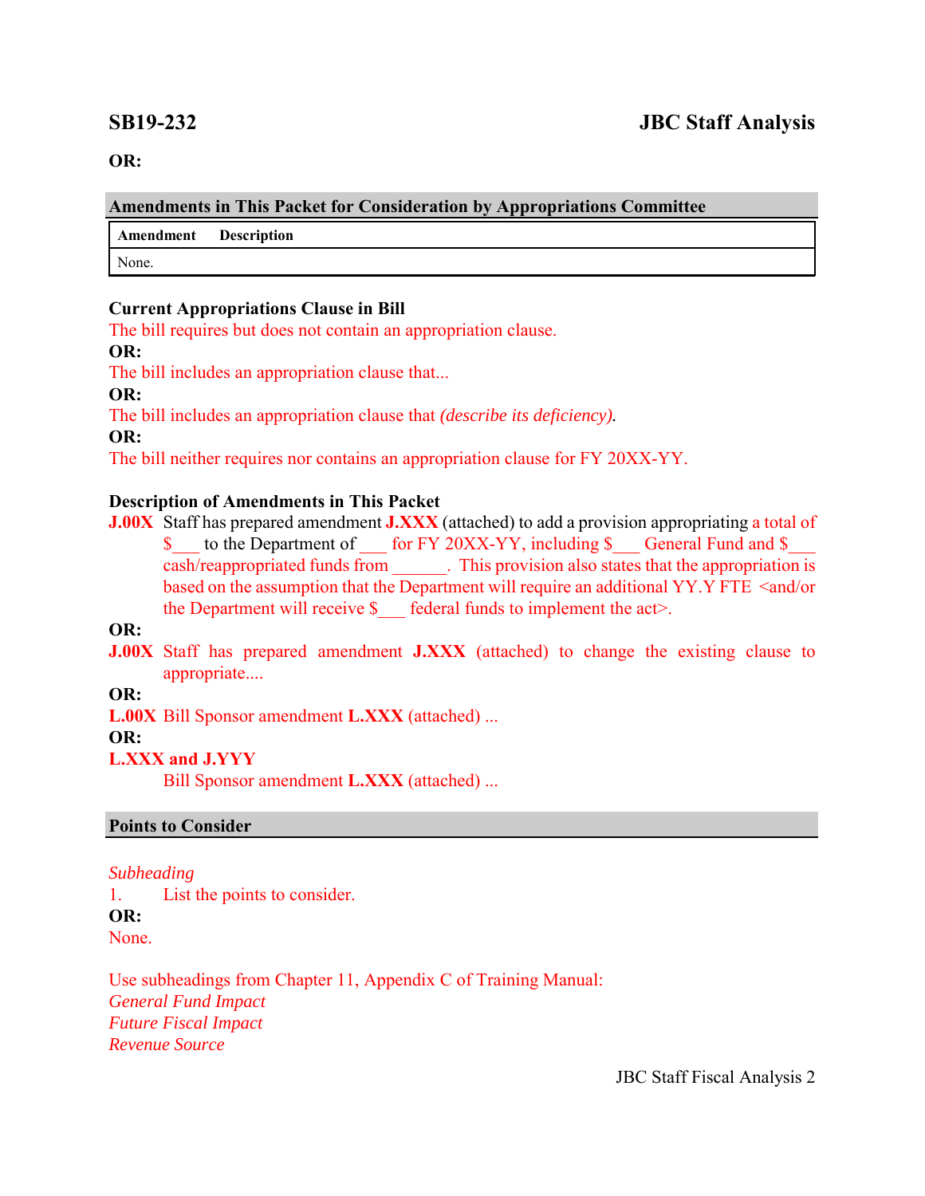**SB19-232** **JBC Staff Analysis**

**OR:**

## Amendments in This Packet for Consideration by Appropriations Committee

| Amendment | Description |
|---|---|
| None. | |

**Current Appropriations Clause in Bill**

The bill requires but does not contain an appropriation clause.

**OR:**

The bill includes an appropriation clause that...

**OR:**

The bill includes an appropriation clause that *(describe its deficiency).*

**OR:**

The bill neither requires nor contains an appropriation clause for FY 20XX-YY.

**Description of Amendments in This Packet**

**J.00X** Staff has prepared amendment **J.XXX** (attached) to add a provision appropriating a total of $___ to the Department of ___ for FY 20XX-YY, including $___ General Fund and $___ cash/reappropriated funds from ______. This provision also states that the appropriation is based on the assumption that the Department will require an additional YY.Y FTE <and/or the Department will receive $___ federal funds to implement the act>.

**OR:**

**J.00X** Staff has prepared amendment **J.XXX** (attached) to change the existing clause to appropriate....

**OR:**

**L.00X** Bill Sponsor amendment **L.XXX** (attached) ...

**OR:**

**L.XXX and J.YYY**

Bill Sponsor amendment **L.XXX** (attached) ...

## Points to Consider

*Subheading*

1. List the points to consider.

**OR:**

None.

Use subheadings from Chapter 11, Appendix C of Training Manual:

*General Fund Impact*

*Future Fiscal Impact*

*Revenue Source*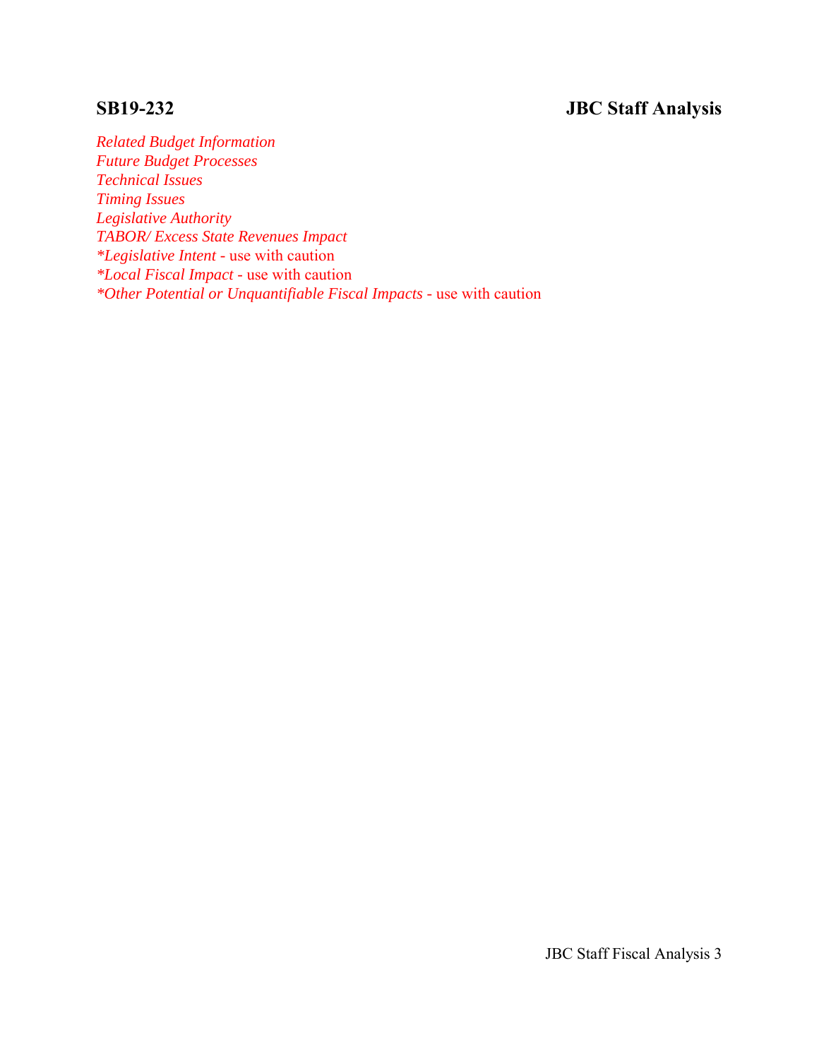**SB19-232** **JBC Staff Analysis**

*Related Budget Information*
*Future Budget Processes*
*Technical Issues*
*Timing Issues*
*Legislative Authority*
*TABOR/ Excess State Revenues Impact*
*\*Legislative Intent* - use with caution
*\*Local Fiscal Impact* - use with caution
*\*Other Potential or Unquantifiable Fiscal Impacts* - use with caution